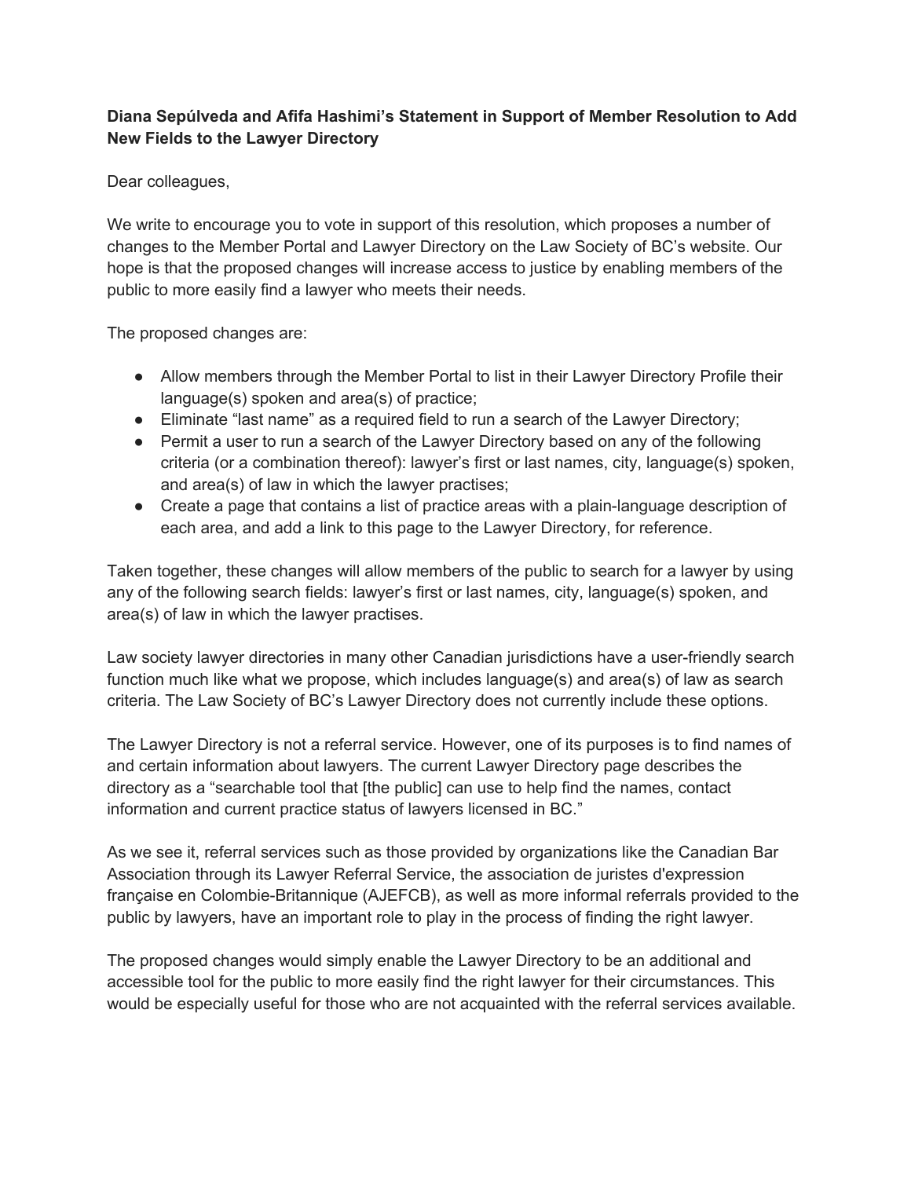**Diana Sepúlveda and Afifa Hashimi's Statement in Support of Member Resolution to Add New Fields to the Lawyer Directory**

Dear colleagues,

We write to encourage you to vote in support of this resolution, which proposes a number of changes to the Member Portal and Lawyer Directory on the Law Society of BC's website. Our hope is that the proposed changes will increase access to justice by enabling members of the public to more easily find a lawyer who meets their needs.

The proposed changes are:

- Allow members through the Member Portal to list in their Lawyer Directory Profile their language(s) spoken and area(s) of practice;
- Eliminate "last name" as a required field to run a search of the Lawyer Directory;
- Permit a user to run a search of the Lawyer Directory based on any of the following criteria (or a combination thereof): lawyer's first or last names, city, language(s) spoken, and area(s) of law in which the lawyer practises;
- Create a page that contains a list of practice areas with a plain-language description of each area, and add a link to this page to the Lawyer Directory, for reference.

Taken together, these changes will allow members of the public to search for a lawyer by using any of the following search fields: lawyer's first or last names, city, language(s) spoken, and area(s) of law in which the lawyer practises.

Law society lawyer directories in many other Canadian jurisdictions have a user-friendly search function much like what we propose, which includes language(s) and area(s) of law as search criteria. The Law Society of BC's Lawyer Directory does not currently include these options.

The Lawyer Directory is not a referral service. However, one of its purposes is to find names of and certain information about lawyers. The current Lawyer Directory page describes the directory as a "searchable tool that [the public] can use to help find the names, contact information and current practice status of lawyers licensed in BC."

As we see it, referral services such as those provided by organizations like the Canadian Bar Association through its Lawyer Referral Service, the association de juristes d'expression française en Colombie-Britannique (AJEFCB), as well as more informal referrals provided to the public by lawyers, have an important role to play in the process of finding the right lawyer.

The proposed changes would simply enable the Lawyer Directory to be an additional and accessible tool for the public to more easily find the right lawyer for their circumstances. This would be especially useful for those who are not acquainted with the referral services available.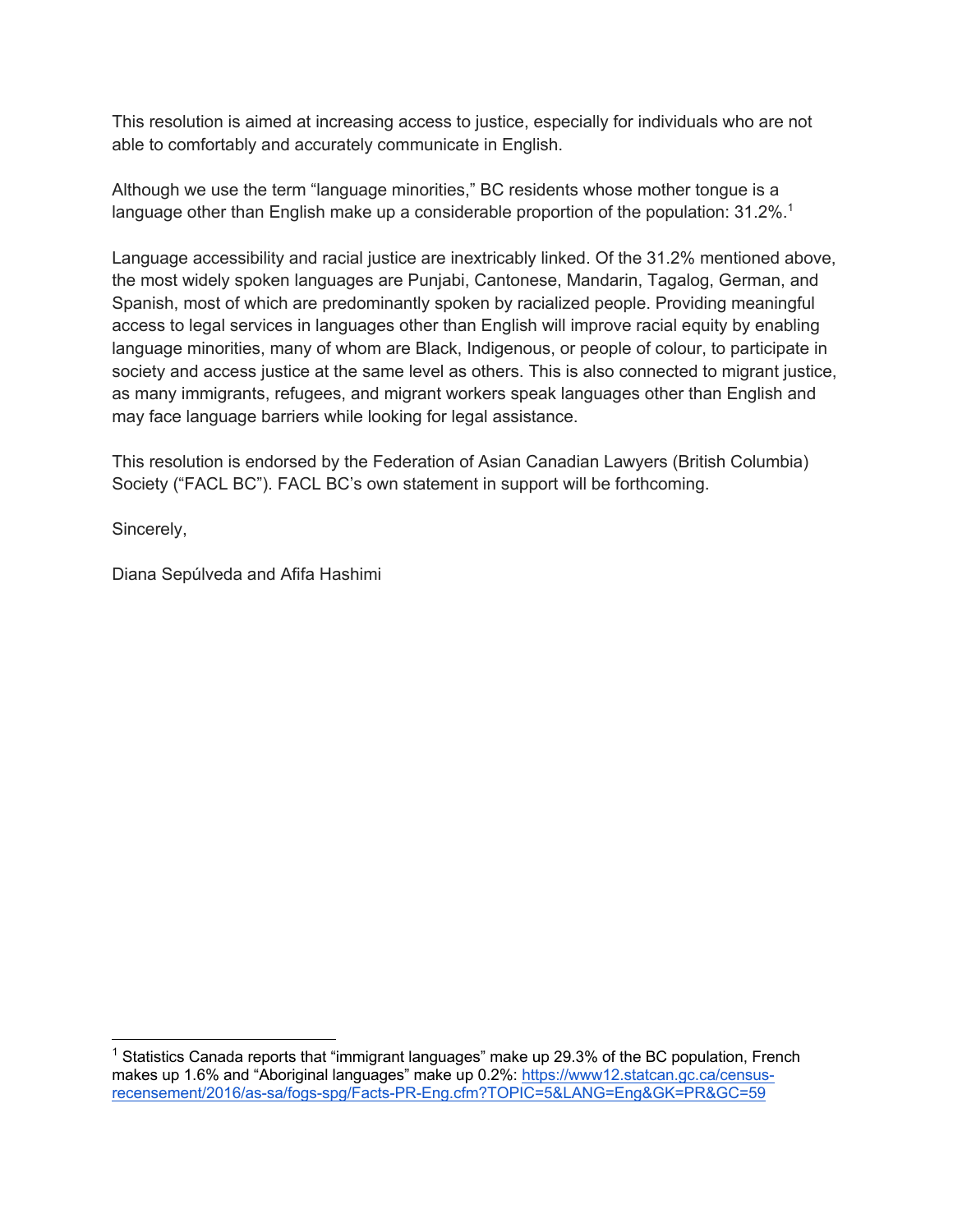This resolution is aimed at increasing access to justice, especially for individuals who are not able to comfortably and accurately communicate in English.

Although we use the term "language minorities," BC residents whose mother tongue is a language other than English make up a considerable proportion of the population: 31.2%.[1]

Language accessibility and racial justice are inextricably linked. Of the 31.2% mentioned above, the most widely spoken languages are Punjabi, Cantonese, Mandarin, Tagalog, German, and Spanish, most of which are predominantly spoken by racialized people. Providing meaningful access to legal services in languages other than English will improve racial equity by enabling language minorities, many of whom are Black, Indigenous, or people of colour, to participate in society and access justice at the same level as others. This is also connected to migrant justice, as many immigrants, refugees, and migrant workers speak languages other than English and may face language barriers while looking for legal assistance.

This resolution is endorsed by the Federation of Asian Canadian Lawyers (British Columbia) Society ("FACL BC"). FACL BC's own statement in support will be forthcoming.

Sincerely,

Diana Sepúlveda and Afifa Hashimi

---

[1] Statistics Canada reports that "immigrant languages" make up 29.3% of the BC population, French makes up 1.6% and "Aboriginal languages" make up 0.2%: https://www12.statcan.gc.ca/census-recensement/2016/as-sa/fogs-spg/Facts-PR-Eng.cfm?TOPIC=5&LANG=Eng&GK=PR&GC=59